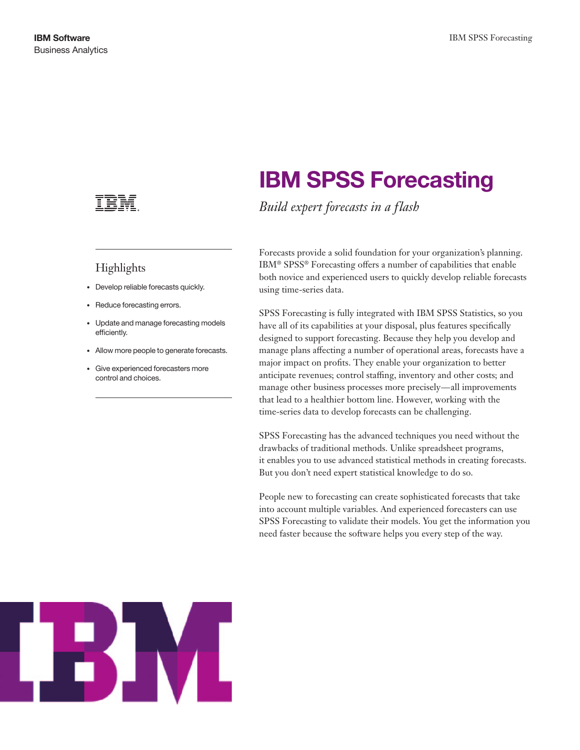IBM Software
Business Analytics

# IBM SPSS Forecasting

*Build expert forecasts in a flash*

## Highlights

- Develop reliable forecasts quickly.
- Reduce forecasting errors.
- Update and manage forecasting models efficiently.
- Allow more people to generate forecasts.
- Give experienced forecasters more control and choices.

Forecasts provide a solid foundation for your organization's planning. IBM® SPSS® Forecasting offers a number of capabilities that enable both novice and experienced users to quickly develop reliable forecasts using time-series data.

SPSS Forecasting is fully integrated with IBM SPSS Statistics, so you have all of its capabilities at your disposal, plus features specifically designed to support forecasting. Because they help you develop and manage plans affecting a number of operational areas, forecasts have a major impact on profits. They enable your organization to better anticipate revenues; control staffing, inventory and other costs; and manage other business processes more precisely—all improvements that lead to a healthier bottom line. However, working with the time-series data to develop forecasts can be challenging.

SPSS Forecasting has the advanced techniques you need without the drawbacks of traditional methods. Unlike spreadsheet programs, it enables you to use advanced statistical methods in creating forecasts. But you don't need expert statistical knowledge to do so.

People new to forecasting can create sophisticated forecasts that take into account multiple variables. And experienced forecasters can use SPSS Forecasting to validate their models. You get the information you need faster because the software helps you every step of the way.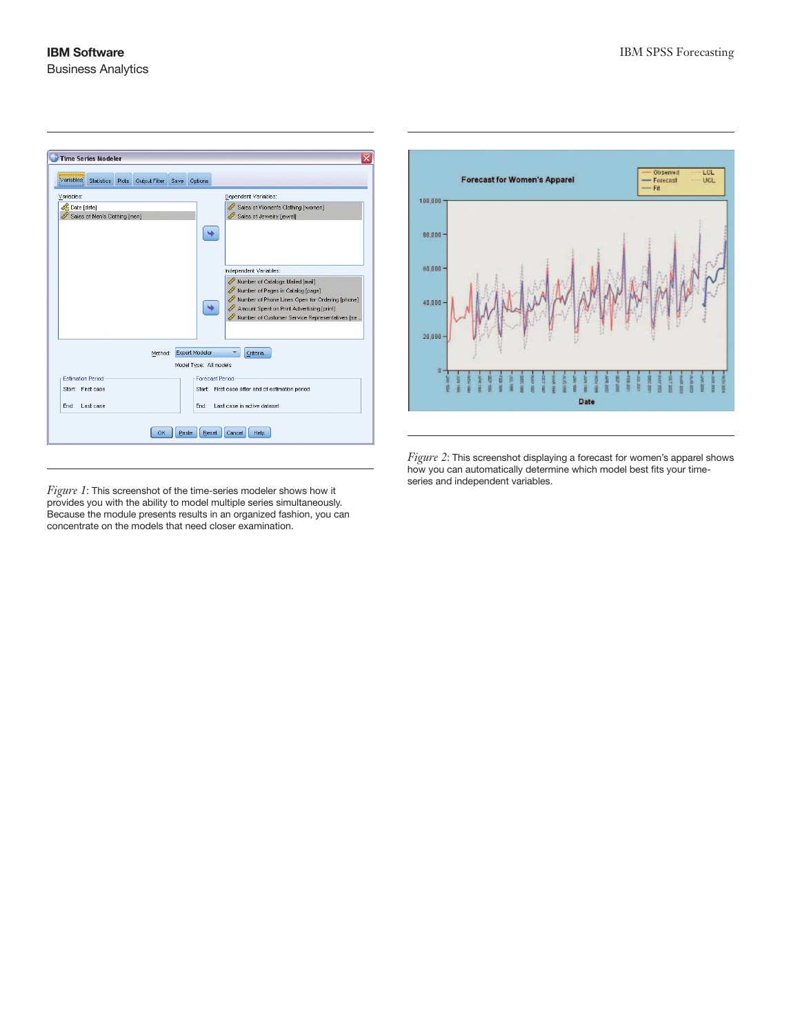*Figure 1*: This screenshot of the time-series modeler shows how it provides you with the ability to model multiple series simultaneously. Because the module presents results in an organized fashion, you can concentrate on the models that need closer examination.

*Figure 2*: This screenshot displaying a forecast for women's apparel shows how you can automatically determine which model best fits your time-series and independent variables.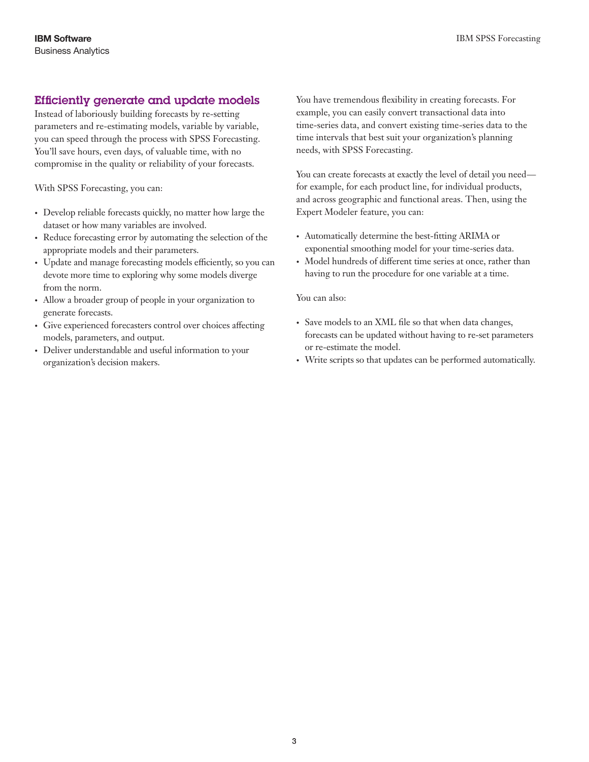## Efficiently generate and update models

Instead of laboriously building forecasts by re-setting parameters and re-estimating models, variable by variable, you can speed through the process with SPSS Forecasting. You'll save hours, even days, of valuable time, with no compromise in the quality or reliability of your forecasts.

With SPSS Forecasting, you can:

- Develop reliable forecasts quickly, no matter how large the dataset or how many variables are involved.
- Reduce forecasting error by automating the selection of the appropriate models and their parameters.
- Update and manage forecasting models efficiently, so you can devote more time to exploring why some models diverge from the norm.
- Allow a broader group of people in your organization to generate forecasts.
- Give experienced forecasters control over choices affecting models, parameters, and output.
- Deliver understandable and useful information to your organization's decision makers.

You have tremendous flexibility in creating forecasts. For example, you can easily convert transactional data into time-series data, and convert existing time-series data to the time intervals that best suit your organization's planning needs, with SPSS Forecasting.

You can create forecasts at exactly the level of detail you need—for example, for each product line, for individual products, and across geographic and functional areas. Then, using the Expert Modeler feature, you can:

- Automatically determine the best-fitting ARIMA or exponential smoothing model for your time-series data.
- Model hundreds of different time series at once, rather than having to run the procedure for one variable at a time.

You can also:

- Save models to an XML file so that when data changes, forecasts can be updated without having to re-set parameters or re-estimate the model.
- Write scripts so that updates can be performed automatically.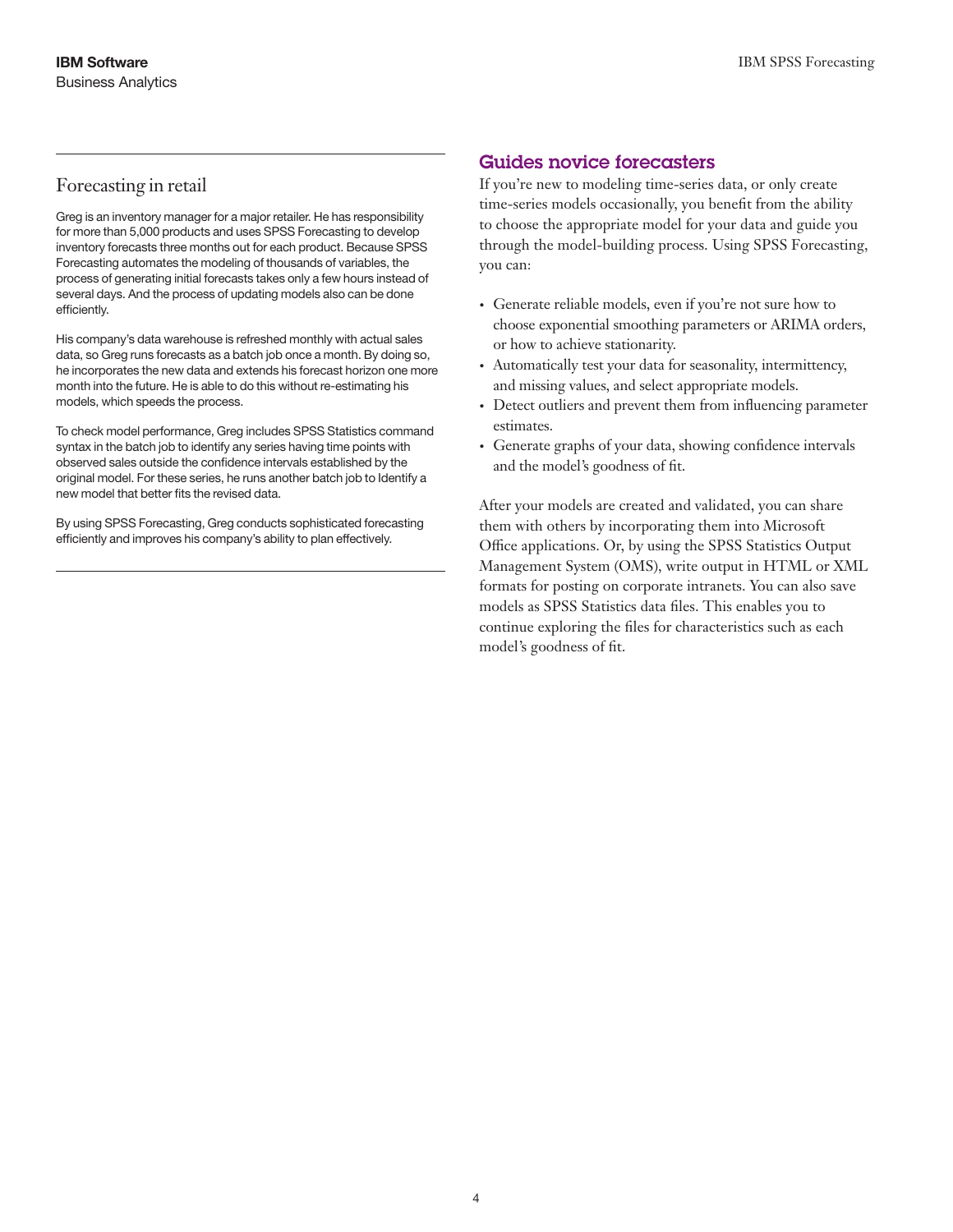## Forecasting in retail

Greg is an inventory manager for a major retailer. He has responsibility for more than 5,000 products and uses SPSS Forecasting to develop inventory forecasts three months out for each product. Because SPSS Forecasting automates the modeling of thousands of variables, the process of generating initial forecasts takes only a few hours instead of several days. And the process of updating models also can be done efficiently.

His company's data warehouse is refreshed monthly with actual sales data, so Greg runs forecasts as a batch job once a month. By doing so, he incorporates the new data and extends his forecast horizon one more month into the future. He is able to do this without re-estimating his models, which speeds the process.

To check model performance, Greg includes SPSS Statistics command syntax in the batch job to identify any series having time points with observed sales outside the confidence intervals established by the original model. For these series, he runs another batch job to Identify a new model that better fits the revised data.

By using SPSS Forecasting, Greg conducts sophisticated forecasting efficiently and improves his company's ability to plan effectively.

## Guides novice forecasters

If you're new to modeling time-series data, or only create time-series models occasionally, you benefit from the ability to choose the appropriate model for your data and guide you through the model-building process. Using SPSS Forecasting, you can:

- Generate reliable models, even if you're not sure how to choose exponential smoothing parameters or ARIMA orders, or how to achieve stationarity.
- Automatically test your data for seasonality, intermittency, and missing values, and select appropriate models.
- Detect outliers and prevent them from influencing parameter estimates.
- Generate graphs of your data, showing confidence intervals and the model's goodness of fit.

After your models are created and validated, you can share them with others by incorporating them into Microsoft Office applications. Or, by using the SPSS Statistics Output Management System (OMS), write output in HTML or XML formats for posting on corporate intranets. You can also save models as SPSS Statistics data files. This enables you to continue exploring the files for characteristics such as each model's goodness of fit.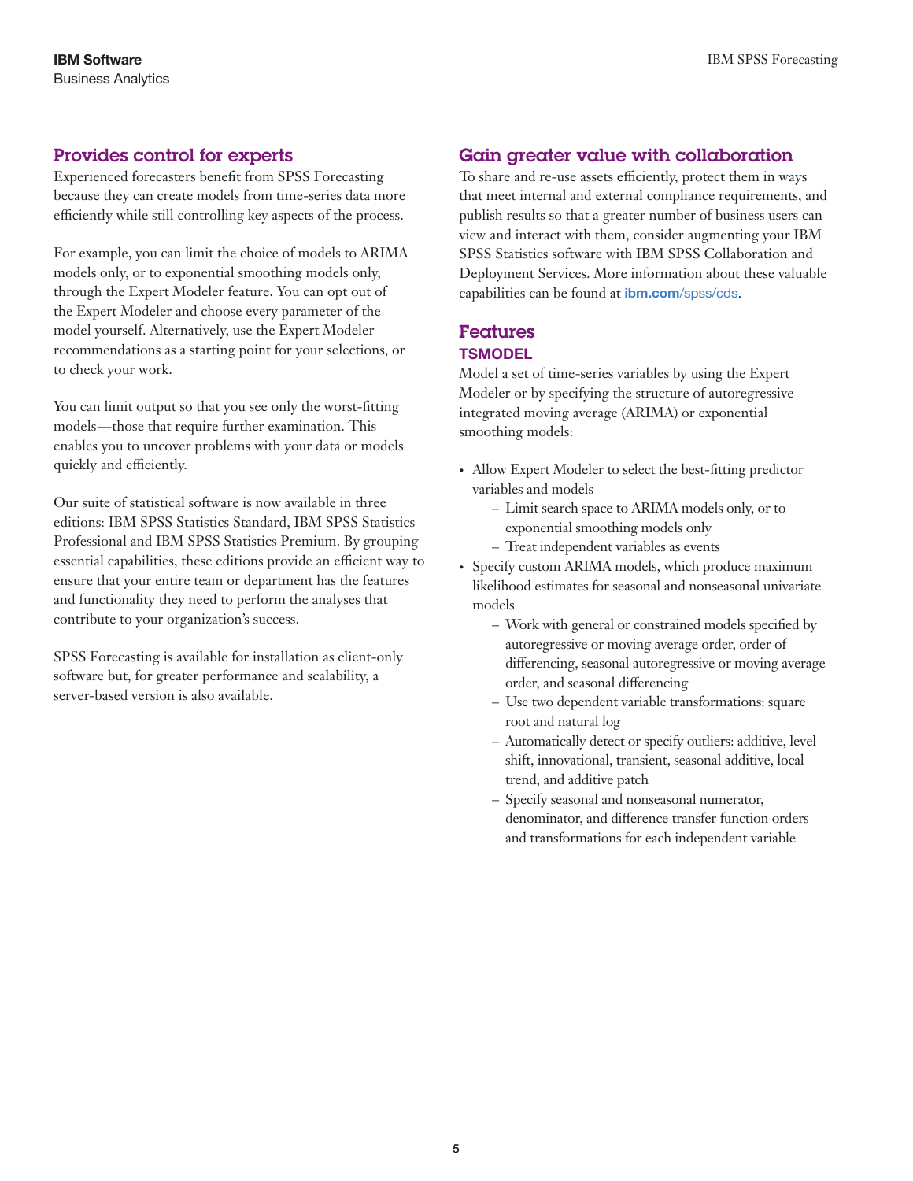## Provides control for experts

Experienced forecasters benefit from SPSS Forecasting because they can create models from time-series data more efficiently while still controlling key aspects of the process.

For example, you can limit the choice of models to ARIMA models only, or to exponential smoothing models only, through the Expert Modeler feature. You can opt out of the Expert Modeler and choose every parameter of the model yourself. Alternatively, use the Expert Modeler recommendations as a starting point for your selections, or to check your work.

You can limit output so that you see only the worst-fitting models—those that require further examination. This enables you to uncover problems with your data or models quickly and efficiently.

Our suite of statistical software is now available in three editions: IBM SPSS Statistics Standard, IBM SPSS Statistics Professional and IBM SPSS Statistics Premium. By grouping essential capabilities, these editions provide an efficient way to ensure that your entire team or department has the features and functionality they need to perform the analyses that contribute to your organization's success.

SPSS Forecasting is available for installation as client-only software but, for greater performance and scalability, a server-based version is also available.

## Gain greater value with collaboration

To share and re-use assets efficiently, protect them in ways that meet internal and external compliance requirements, and publish results so that a greater number of business users can view and interact with them, consider augmenting your IBM SPSS Statistics software with IBM SPSS Collaboration and Deployment Services. More information about these valuable capabilities can be found at **ibm.com**/spss/cds.

## Features

### TSMODEL

Model a set of time-series variables by using the Expert Modeler or by specifying the structure of autoregressive integrated moving average (ARIMA) or exponential smoothing models:

- Allow Expert Modeler to select the best-fitting predictor variables and models
  - Limit search space to ARIMA models only, or to exponential smoothing models only
  - Treat independent variables as events
- Specify custom ARIMA models, which produce maximum likelihood estimates for seasonal and nonseasonal univariate models
  - Work with general or constrained models specified by autoregressive or moving average order, order of differencing, seasonal autoregressive or moving average order, and seasonal differencing
  - Use two dependent variable transformations: square root and natural log
  - Automatically detect or specify outliers: additive, level shift, innovational, transient, seasonal additive, local trend, and additive patch
  - Specify seasonal and nonseasonal numerator, denominator, and difference transfer function orders and transformations for each independent variable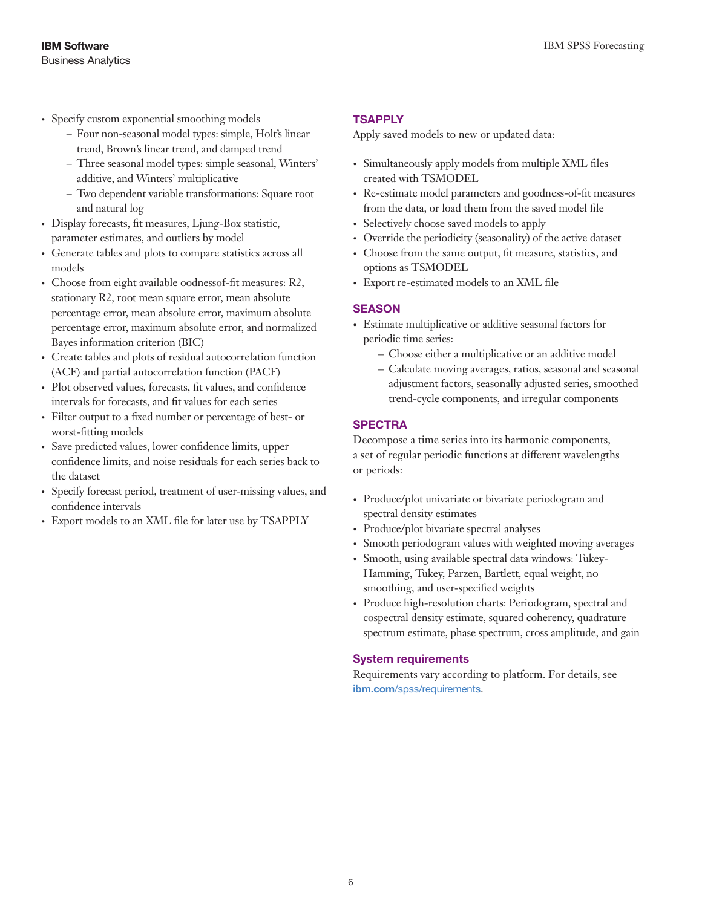- Specify custom exponential smoothing models
  - Four non-seasonal model types: simple, Holt's linear trend, Brown's linear trend, and damped trend
  - Three seasonal model types: simple seasonal, Winters' additive, and Winters' multiplicative
  - Two dependent variable transformations: Square root and natural log
- Display forecasts, fit measures, Ljung-Box statistic, parameter estimates, and outliers by model
- Generate tables and plots to compare statistics across all models
- Choose from eight available oodnessof-fit measures: R2, stationary R2, root mean square error, mean absolute percentage error, mean absolute error, maximum absolute percentage error, maximum absolute error, and normalized Bayes information criterion (BIC)
- Create tables and plots of residual autocorrelation function (ACF) and partial autocorrelation function (PACF)
- Plot observed values, forecasts, fit values, and confidence intervals for forecasts, and fit values for each series
- Filter output to a fixed number or percentage of best- or worst-fitting models
- Save predicted values, lower confidence limits, upper confidence limits, and noise residuals for each series back to the dataset
- Specify forecast period, treatment of user-missing values, and confidence intervals
- Export models to an XML file for later use by TSAPPLY

### TSAPPLY

Apply saved models to new or updated data:

- Simultaneously apply models from multiple XML files created with TSMODEL
- Re-estimate model parameters and goodness-of-fit measures from the data, or load them from the saved model file
- Selectively choose saved models to apply
- Override the periodicity (seasonality) of the active dataset
- Choose from the same output, fit measure, statistics, and options as TSMODEL
- Export re-estimated models to an XML file

### SEASON

- Estimate multiplicative or additive seasonal factors for periodic time series:
  - Choose either a multiplicative or an additive model
  - Calculate moving averages, ratios, seasonal and seasonal adjustment factors, seasonally adjusted series, smoothed trend-cycle components, and irregular components

### SPECTRA

Decompose a time series into its harmonic components, a set of regular periodic functions at different wavelengths or periods:

- Produce/plot univariate or bivariate periodogram and spectral density estimates
- Produce/plot bivariate spectral analyses
- Smooth periodogram values with weighted moving averages
- Smooth, using available spectral data windows: Tukey-Hamming, Tukey, Parzen, Bartlett, equal weight, no smoothing, and user-specified weights
- Produce high-resolution charts: Periodogram, spectral and cospectral density estimate, squared coherency, quadrature spectrum estimate, phase spectrum, cross amplitude, and gain

### System requirements

Requirements vary according to platform. For details, see **ibm.com**/spss/requirements.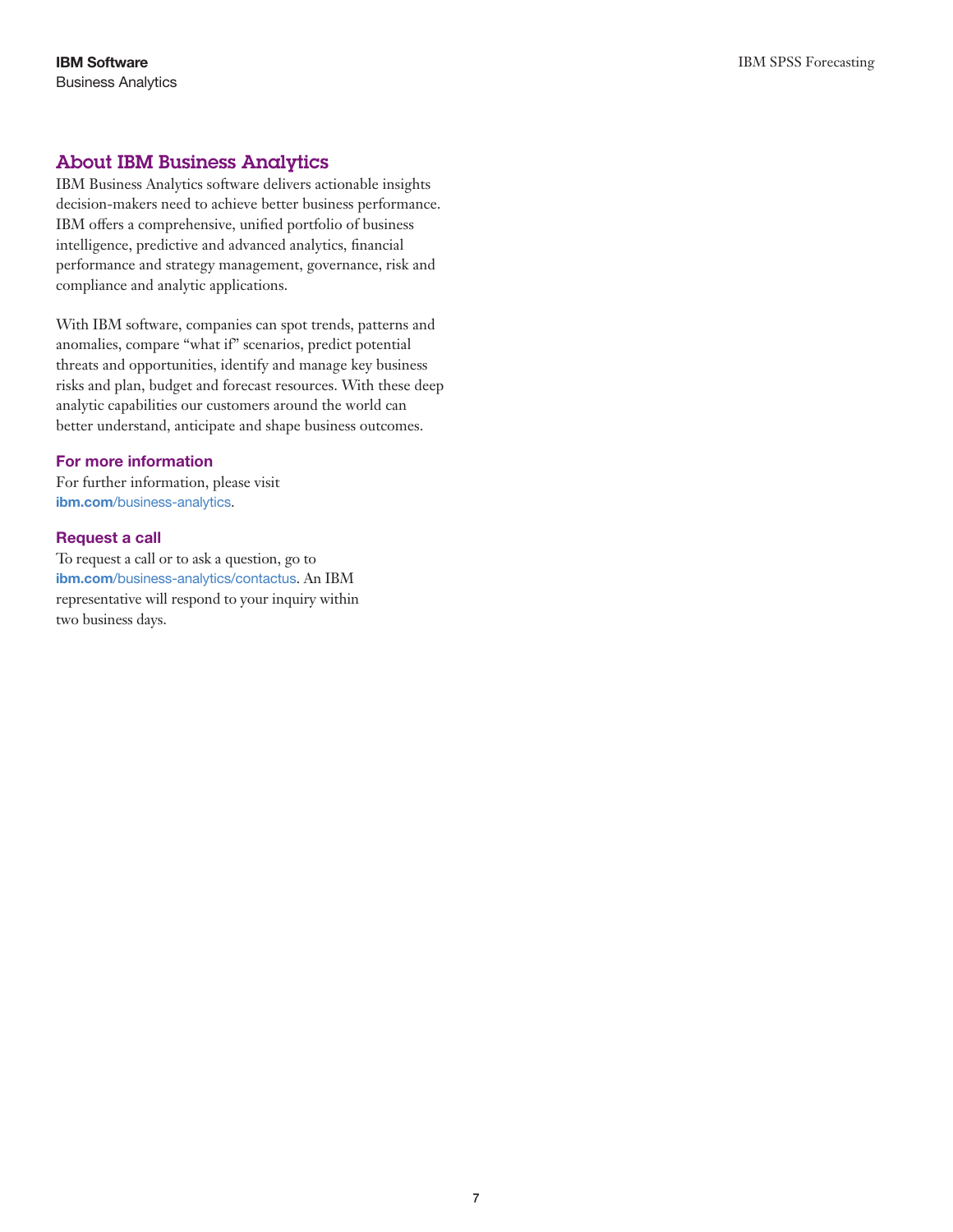## About IBM Business Analytics

IBM Business Analytics software delivers actionable insights decision-makers need to achieve better business performance. IBM offers a comprehensive, unified portfolio of business intelligence, predictive and advanced analytics, financial performance and strategy management, governance, risk and compliance and analytic applications.

With IBM software, companies can spot trends, patterns and anomalies, compare "what if" scenarios, predict potential threats and opportunities, identify and manage key business risks and plan, budget and forecast resources. With these deep analytic capabilities our customers around the world can better understand, anticipate and shape business outcomes.

### For more information

For further information, please visit **ibm.com**/business-analytics.

### Request a call

To request a call or to ask a question, go to **ibm.com**/business-analytics/contactus. An IBM representative will respond to your inquiry within two business days.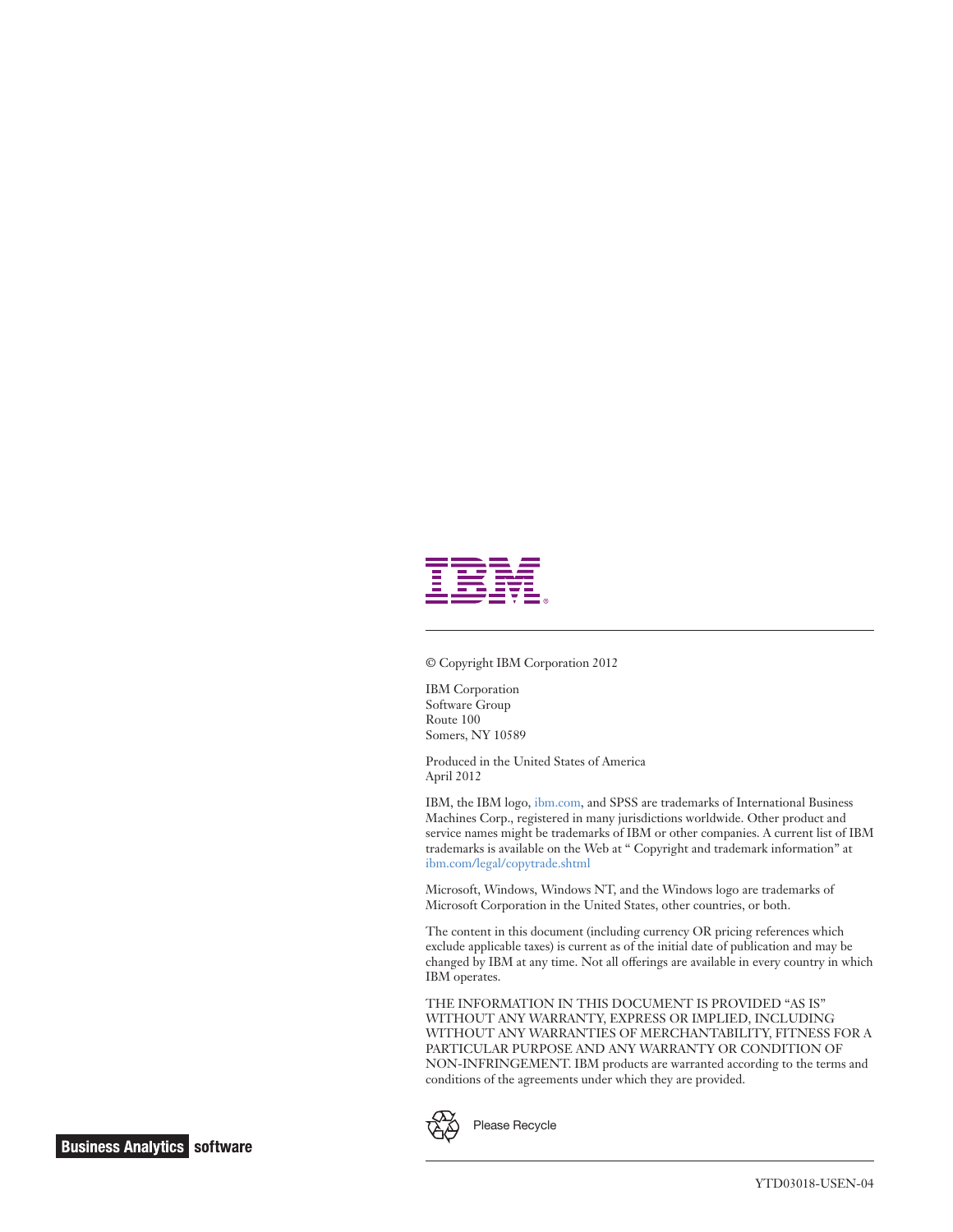© Copyright IBM Corporation 2012

IBM Corporation
Software Group
Route 100
Somers, NY 10589

Produced in the United States of America
April 2012

IBM, the IBM logo, ibm.com, and SPSS are trademarks of International Business Machines Corp., registered in many jurisdictions worldwide. Other product and service names might be trademarks of IBM or other companies. A current list of IBM trademarks is available on the Web at " Copyright and trademark information" at ibm.com/legal/copytrade.shtml

Microsoft, Windows, Windows NT, and the Windows logo are trademarks of Microsoft Corporation in the United States, other countries, or both.

The content in this document (including currency OR pricing references which exclude applicable taxes) is current as of the initial date of publication and may be changed by IBM at any time. Not all offerings are available in every country in which IBM operates.

THE INFORMATION IN THIS DOCUMENT IS PROVIDED "AS IS" WITHOUT ANY WARRANTY, EXPRESS OR IMPLIED, INCLUDING WITHOUT ANY WARRANTIES OF MERCHANTABILITY, FITNESS FOR A PARTICULAR PURPOSE AND ANY WARRANTY OR CONDITION OF NON-INFRINGEMENT. IBM products are warranted according to the terms and conditions of the agreements under which they are provided.

Please Recycle

**Business Analytics** software

YTD03018-USEN-04